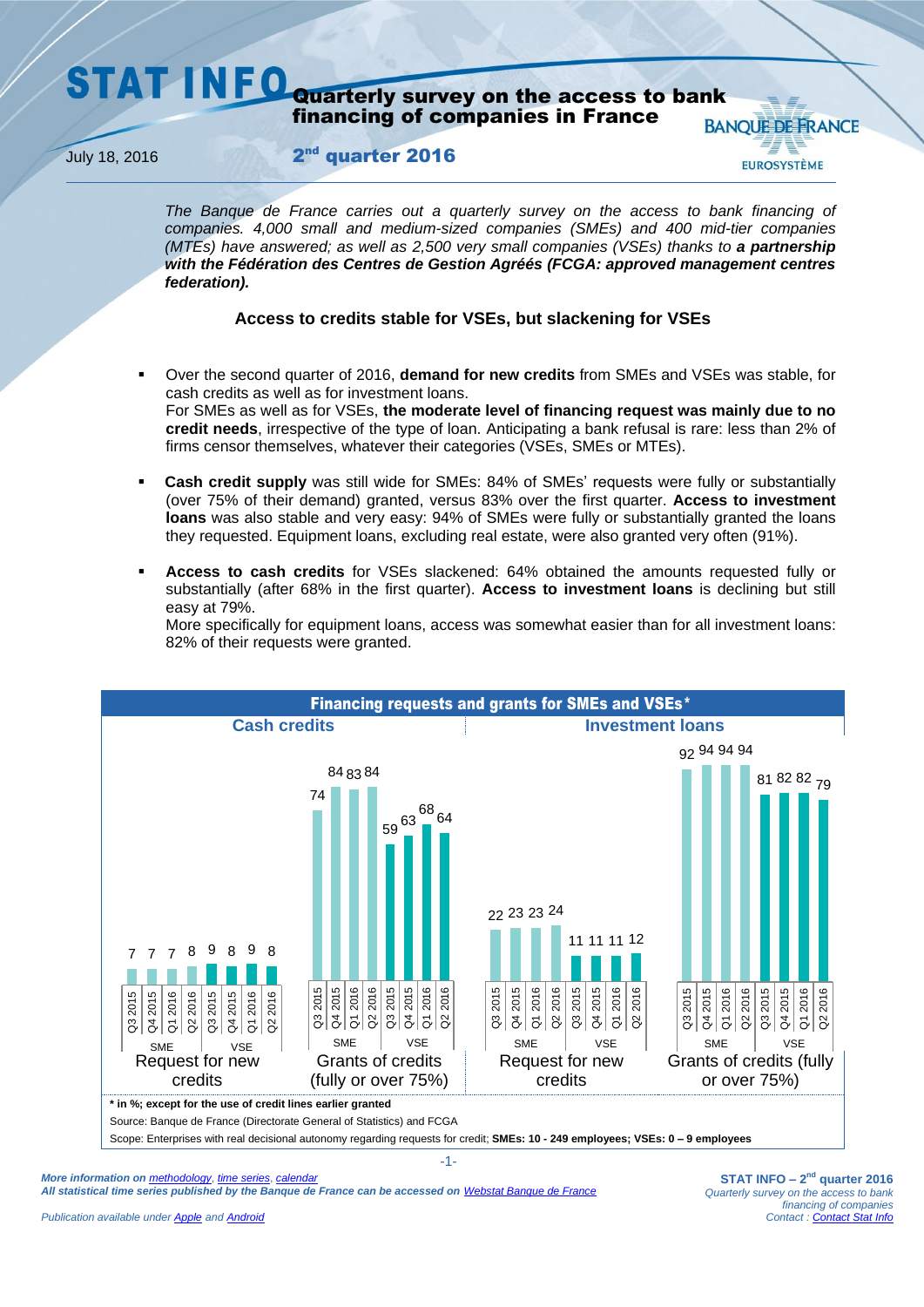# STAT INFO

## Quarterly survey on the access to bank financing of companies in France

July 18, 2016

**2nd quarter 2016**

BANQUE DE FRANCE
EUROSYSTÈME

*The Banque de France carries out a quarterly survey on the access to bank financing of companies. 4,000 small and medium-sized companies (SMEs) and 400 mid-tier companies (MTEs) have answered; as well as 2,500 very small companies (VSEs) thanks to **a partnership with the Fédération des Centres de Gestion Agréés (FCGA: approved management centres federation).***

### Access to credits stable for VSEs, but slackening for VSEs

- Over the second quarter of 2016, **demand for new credits** from SMEs and VSEs was stable, for cash credits as well as for investment loans.
  For SMEs as well as for VSEs, **the moderate level of financing request was mainly due to no credit needs**, irrespective of the type of loan. Anticipating a bank refusal is rare: less than 2% of firms censor themselves, whatever their categories (VSEs, SMEs or MTEs).
- **Cash credit supply** was still wide for SMEs: 84% of SMEs' requests were fully or substantially (over 75% of their demand) granted, versus 83% over the first quarter. **Access to investment loans** was also stable and very easy: 94% of SMEs were fully or substantially granted the loans they requested. Equipment loans, excluding real estate, were also granted very often (91%).
- **Access to cash credits** for VSEs slackened: 64% obtained the amounts requested fully or substantially (after 68% in the first quarter). **Access to investment loans** is declining but still easy at 79%.
  More specifically for equipment loans, access was somewhat easier than for all investment loans: 82% of their requests were granted.

**Financing requests and grants for SMEs and VSEs***

| | | Q3 2015 | Q4 2015 | Q1 2016 | Q2 2016 |
|---|---|---|---|---|---|
| **Cash credits** – Request for new credits | SME | 7 | 7 | 7 | 8 |
| | VSE | 9 | 8 | 9 | 8 |
| **Cash credits** – Grants of credits (fully or over 75%) | SME | 74 | 84 | 83 | 84 |
| | VSE | 59 | 63 | 68 | 64 |
| **Investment loans** – Request for new credits | SME | 22 | 23 | 23 | 24 |
| | VSE | 11 | 11 | 11 | 12 |
| **Investment loans** – Grants of credits (fully or over 75%) | SME | 92 | 94 | 94 | 94 |
| | VSE | 81 | 82 | 82 | 79 |

**\* in %; except for the use of credit lines earlier granted**

Source: Banque de France (Directorate General of Statistics) and FCGA

Scope: Enterprises with real decisional autonomy regarding requests for credit; **SMEs: 10 - 249 employees; VSEs: 0 – 9 employees**

***More information on methodology, time series, calendar***
***All statistical time series published by the Banque de France can be accessed on Webstat Banque de France***

*Publication available under Apple and Android*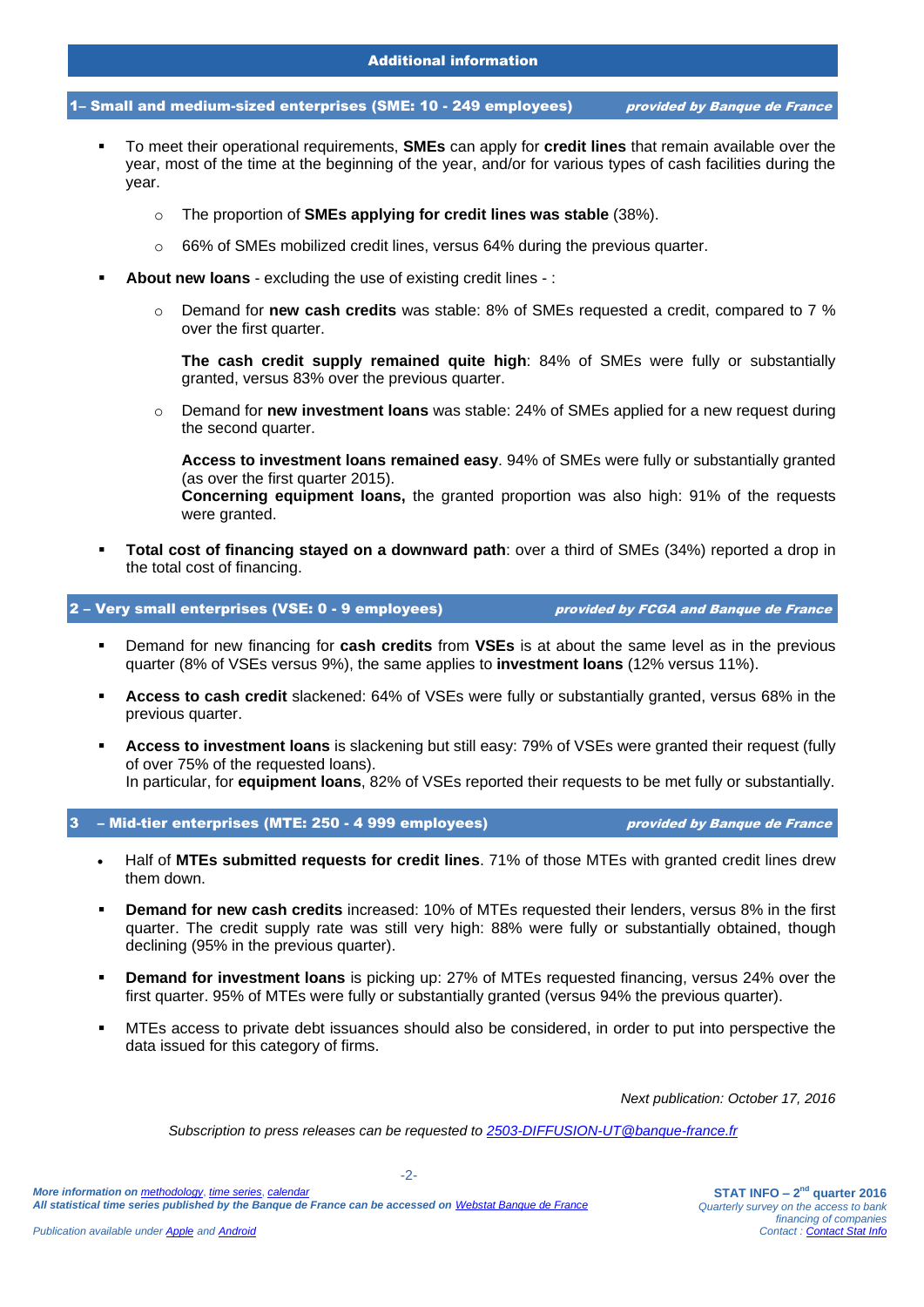## Additional information

### 1– Small and medium-sized enterprises (SME: 10 - 249 employees) *provided by Banque de France*

- To meet their operational requirements, **SMEs** can apply for **credit lines** that remain available over the year, most of the time at the beginning of the year, and/or for various types of cash facilities during the year.
  - The proportion of **SMEs applying for credit lines was stable** (38%).
  - 66% of SMEs mobilized credit lines, versus 64% during the previous quarter.
- **About new loans** - excluding the use of existing credit lines - :
  - Demand for **new cash credits** was stable: 8% of SMEs requested a credit, compared to 7 % over the first quarter.

    **The cash credit supply remained quite high**: 84% of SMEs were fully or substantially granted, versus 83% over the previous quarter.
  - Demand for **new investment loans** was stable: 24% of SMEs applied for a new request during the second quarter.

    **Access to investment loans remained easy**. 94% of SMEs were fully or substantially granted (as over the first quarter 2015).
    **Concerning equipment loans,** the granted proportion was also high: 91% of the requests were granted.
- **Total cost of financing stayed on a downward path**: over a third of SMEs (34%) reported a drop in the total cost of financing.

### 2 – Very small enterprises (VSE: 0 - 9 employees) *provided by FCGA and Banque de France*

- Demand for new financing for **cash credits** from **VSEs** is at about the same level as in the previous quarter (8% of VSEs versus 9%), the same applies to **investment loans** (12% versus 11%).
- **Access to cash credit** slackened: 64% of VSEs were fully or substantially granted, versus 68% in the previous quarter.
- **Access to investment loans** is slackening but still easy: 79% of VSEs were granted their request (fully of over 75% of the requested loans).
  In particular, for **equipment loans**, 82% of VSEs reported their requests to be met fully or substantially.

### 3 – Mid-tier enterprises (MTE: 250 - 4 999 employees) *provided by Banque de France*

- Half of **MTEs submitted requests for credit lines**. 71% of those MTEs with granted credit lines drew them down.
- **Demand for new cash credits** increased: 10% of MTEs requested their lenders, versus 8% in the first quarter. The credit supply rate was still very high: 88% were fully or substantially obtained, though declining (95% in the previous quarter).
- **Demand for investment loans** is picking up: 27% of MTEs requested financing, versus 24% over the first quarter. 95% of MTEs were fully or substantially granted (versus 94% the previous quarter).
- MTEs access to private debt issuances should also be considered, in order to put into perspective the data issued for this category of firms.

*Next publication: October 17, 2016*

*Subscription to press releases can be requested to [2503-DIFFUSION-UT@banque-france.fr](mailto:2503-DIFFUSION-UT@banque-france.fr)*

***More information on** methodology, time series, calendar*
***All statistical time series published by the Banque de France can be accessed on** Webstat Banque de France*

*Publication available under Apple and Android*

**STAT INFO – 2nd quarter 2016**
*Quarterly survey on the access to bank financing of companies*
*Contact : Contact Stat Info*